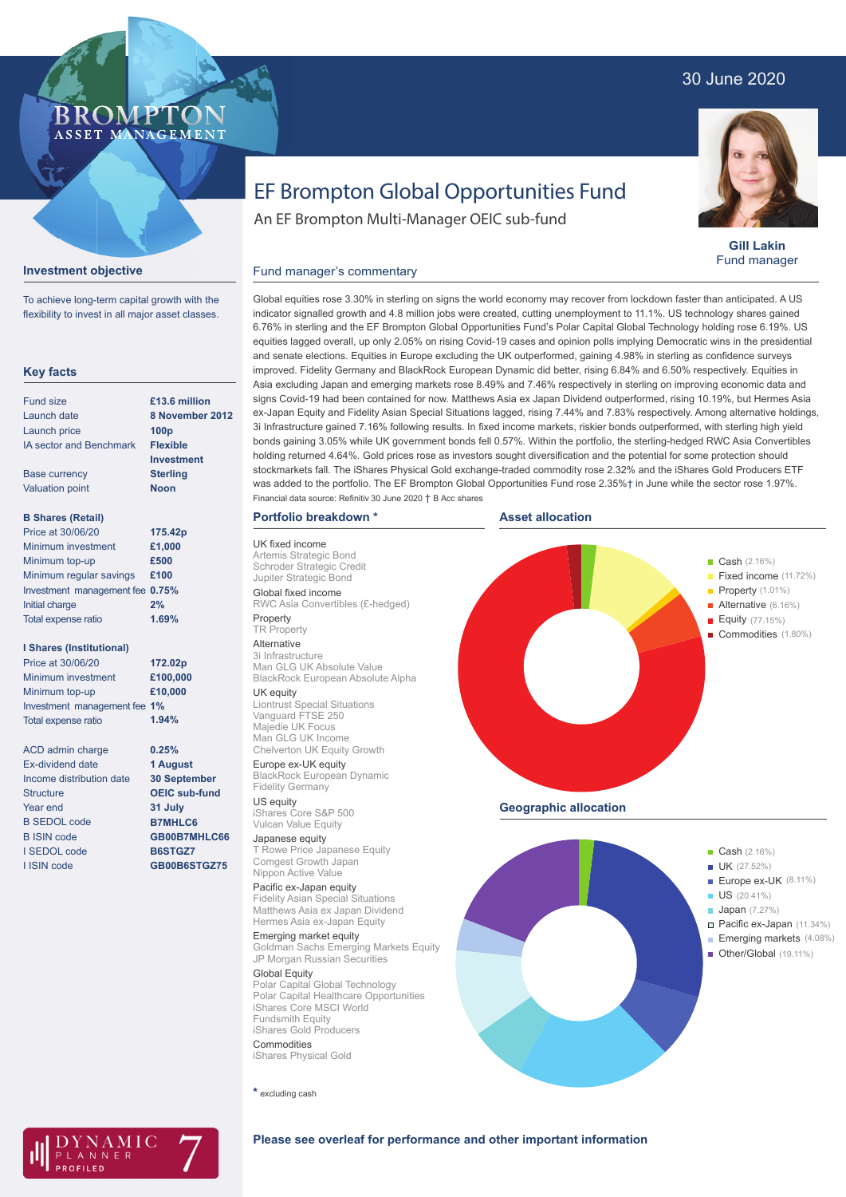30 June 2020

# EF Brompton Global Opportunities Fund

An EF Brompton Multi-Manager OEIC sub-fund

**Gill Lakin**
Fund manager

## Investment objective

To achieve long-term capital growth with the flexibility to invest in all major asset classes.

## Key facts

| | |
|---|---|
| Fund size | £13.6 million |
| Launch date | 8 November 2012 |
| Launch price | 100p |
| IA sector and Benchmark | Flexible Investment |
| Base currency | Sterling |
| Valuation point | Noon |

**B Shares (Retail)**

| | |
|---|---|
| Price at 30/06/20 | 175.42p |
| Minimum investment | £1,000 |
| Minimum top-up | £500 |
| Minimum regular savings | £100 |
| Investment management fee | 0.75% |
| Initial charge | 2% |
| Total expense ratio | 1.69% |

**I Shares (Institutional)**

| | |
|---|---|
| Price at 30/06/20 | 172.02p |
| Minimum investment | £100,000 |
| Minimum top-up | £10,000 |
| Investment management fee | 1% |
| Total expense ratio | 1.94% |

| | |
|---|---|
| ACD admin charge | 0.25% |
| Ex-dividend date | 1 August |
| Income distribution date | 30 September |
| Structure | OEIC sub-fund |
| Year end | 31 July |
| B SEDOL code | B7MHLC6 |
| B ISIN code | GB00B7MHLC66 |
| I SEDOL code | B6STGZ7 |
| I ISIN code | GB00B6STGZ75 |

## Fund manager's commentary

Global equities rose 3.30% in sterling on signs the world economy may recover from lockdown faster than anticipated. A US indicator signalled growth and 4.8 million jobs were created, cutting unemployment to 11.1%. US technology shares gained 6.76% in sterling and the EF Brompton Global Opportunities Fund's Polar Capital Global Technology holding rose 6.19%. US equities lagged overall, up only 2.05% on rising Covid-19 cases and opinion polls implying Democratic wins in the presidential and senate elections. Equities in Europe excluding the UK outperformed, gaining 4.98% in sterling as confidence surveys improved. Fidelity Germany and BlackRock European Dynamic did better, rising 6.84% and 6.50% respectively. Equities in Asia excluding Japan and emerging markets rose 8.49% and 7.46% respectively in sterling on improving economic data and signs Covid-19 had been contained for now. Matthews Asia ex Japan Dividend outperformed, rising 10.19%, but Hermes Asia ex-Japan Equity and Fidelity Asian Special Situations lagged, rising 7.44% and 7.83% respectively. Among alternative holdings, 3i Infrastructure gained 7.16% following results. In fixed income markets, riskier bonds outperformed, with sterling high yield bonds gaining 3.05% while UK government bonds fell 0.57%. Within the portfolio, the sterling-hedged RWC Asia Convertibles holding returned 4.64%. Gold prices rose as investors sought diversification and the potential for some protection should stockmarkets fall. The iShares Physical Gold exchange-traded commodity rose 2.32% and the iShares Gold Producers ETF was added to the portfolio. The EF Brompton Global Opportunities Fund rose 2.35%† in June while the sector rose 1.97%.

Financial data source: Refinitiv 30 June 2020 † B Acc shares

## Portfolio breakdown *

UK fixed income
- Artemis Strategic Bond
- Schroder Strategic Credit
- Jupiter Strategic Bond

Global fixed income
- RWC Asia Convertibles (£-hedged)

Property
- TR Property

Alternative
- 3i Infrastructure
- Man GLG UK Absolute Value
- BlackRock European Absolute Alpha

UK equity
- Liontrust Special Situations
- Vanguard FTSE 250
- Majedie UK Focus
- Man GLG UK Income
- Chelverton UK Equity Growth

Europe ex-UK equity
- BlackRock European Dynamic
- Fidelity Germany

US equity
- iShares Core S&P 500
- Vulcan Value Equity

Japanese equity
- T Rowe Price Japanese Equity
- Comgest Growth Japan
- Nippon Active Value

Pacific ex-Japan equity
- Fidelity Asian Special Situations
- Matthews Asia ex Japan Dividend
- Hermes Asia ex-Japan Equity

Emerging market equity
- Goldman Sachs Emerging Markets Equity
- JP Morgan Russian Securities

Global Equity
- Polar Capital Global Technology
- Polar Capital Healthcare Opportunities
- iShares Core MSCI World
- Fundsmith Equity
- iShares Gold Producers

Commodities
- iShares Physical Gold

* excluding cash

## Asset allocation

- Cash (2.16%)
- Fixed income (11.72%)
- Property (1.01%)
- Alternative (6.16%)
- Equity (77.15%)
- Commodities (1.80%)

## Geographic allocation

- Cash (2.16%)
- UK (27.52%)
- Europe ex-UK (8.11%)
- US (20.41%)
- Japan (7.27%)
- Pacific ex-Japan (11.34%)
- Emerging markets (4.08%)
- Other/Global (19.11%)

**Please see overleaf for performance and other important information**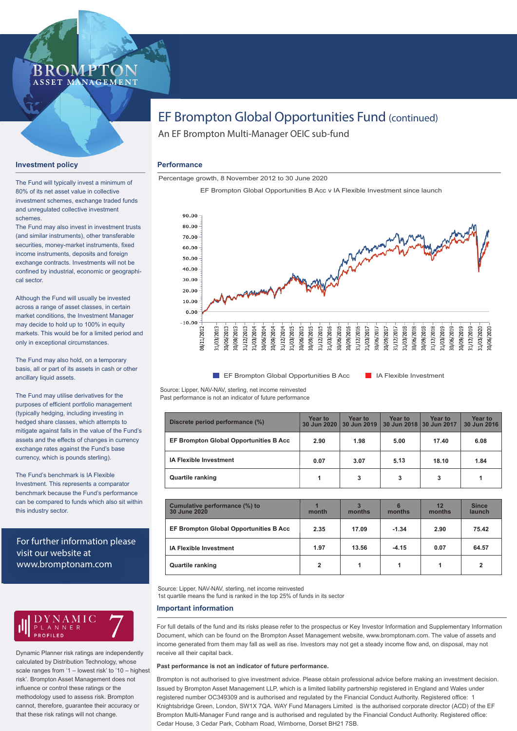BROMPTON
ASSET MANAGEMENT

# EF Brompton Global Opportunities Fund (continued)

An EF Brompton Multi-Manager OEIC sub-fund

## Investment policy

The Fund will typically invest a minimum of 80% of its net asset value in collective investment schemes, exchange traded funds and unregulated collective investment schemes.
The Fund may also invest in investment trusts (and similar instruments), other transferable securities, money-market instruments, fixed income instruments, deposits and foreign exchange contracts. Investments will not be confined by industrial, economic or geographical sector.

Although the Fund will usually be invested across a range of asset classes, in certain market conditions, the Investment Manager may decide to hold up to 100% in equity markets. This would be for a limited period and only in exceptional circumstances.

The Fund may also hold, on a temporary basis, all or part of its assets in cash or other ancillary liquid assets.

The Fund may utilise derivatives for the purposes of efficient portfolio management (typically hedging, including investing in hedged share classes, which attempts to mitigate against falls in the value of the Fund's assets and the effects of changes in currency exchange rates against the Fund's base currency, which is pounds sterling).

The Fund's benchmark is IA Flexible Investment. This represents a comparator benchmark because the Fund's performance can be compared to funds which also sit within this industry sector.

For further information please visit our website at www.bromptonam.com

DYNAMIC PLANNER PROFILED 7

Dynamic Planner risk ratings are independently calculated by Distribution Technology, whose scale ranges from '1 – lowest risk' to '10 – highest risk'. Brompton Asset Management does not influence or control these ratings or the methodology used to assess risk. Brompton cannot, therefore, guarantee their accuracy or that these risk ratings will not change.

## Performance

Percentage growth, 8 November 2012 to 30 June 2020

EF Brompton Global Opportunities B Acc v IA Flexible Investment since launch

90.00
80.00
70.00
60.00
50.00
40.00
30.00
20.00
10.00
0.00
-10.00

08/11/2012, 31/03/2013, 30/06/2013, 30/09/2013, 31/12/2013, 31/03/2014, 30/06/2014, 30/09/2014, 31/12/2014, 31/03/2015, 30/06/2015, 30/09/2015, 31/12/2015, 31/03/2016, 30/06/2016, 30/09/2016, 31/12/2016, 31/03/2017, 30/06/2017, 30/09/2017, 31/12/2017, 31/03/2018, 30/06/2018, 30/09/2018, 31/12/2018, 31/03/2019, 30/06/2019, 30/09/2019, 31/12/2019, 31/03/2020, 30/06/2020

EF Brompton Global Opportunities B Acc
IA Flexible Investment

Source: Lipper, NAV-NAV, sterling, net income reinvested
Past performance is not an indicator of future performance

| Discrete period performance (%) | Year to 30 Jun 2020 | Year to 30 Jun 2019 | Year to 30 Jun 2018 | Year to 30 Jun 2017 | Year to 30 Jun 2016 |
|---|---|---|---|---|---|
| EF Brompton Global Opportunities B Acc | 2.90 | 1.98 | 5.00 | 17.40 | 6.08 |
| IA Flexible Investment | 0.07 | 3.07 | 5.13 | 18.10 | 1.84 |
| Quartile ranking | 1 | 3 | 3 | 3 | 1 |

| Cumulative performance (%) to 30 June 2020 | 1 month | 3 months | 6 months | 12 months | Since launch |
|---|---|---|---|---|---|
| EF Brompton Global Opportunities B Acc | 2.35 | 17.09 | -1.34 | 2.90 | 75.42 |
| IA Flexible Investment | 1.97 | 13.56 | -4.15 | 0.07 | 64.57 |
| Quartile ranking | 2 | 1 | 1 | 1 | 2 |

Source: Lipper, NAV-NAV, sterling, net income reinvested
1st quartile means the fund is ranked in the top 25% of funds in its sector

## Important information

For full details of the fund and its risks please refer to the prospectus or Key Investor Information and Supplementary Information Document, which can be found on the Brompton Asset Management website, www.bromptonam.com. The value of assets and income generated from them may fall as well as rise. Investors may not get a steady income flow and, on disposal, may not receive all their capital back.

**Past performance is not an indicator of future performance.**

Brompton is not authorised to give investment advice. Please obtain professional advice before making an investment decision. Issued by Brompton Asset Management LLP, which is a limited liability partnership registered in England and Wales under registered number OC349309 and is authorised and regulated by the Financial Conduct Authority. Registered office: 1 Knightsbridge Green, London, SW1X 7QA. WAY Fund Managers Limited is the authorised corporate director (ACD) of the EF Brompton Multi-Manager Fund range and is authorised and regulated by the Financial Conduct Authority. Registered office: Cedar House, 3 Cedar Park, Cobham Road, Wimborne, Dorset BH21 7SB.